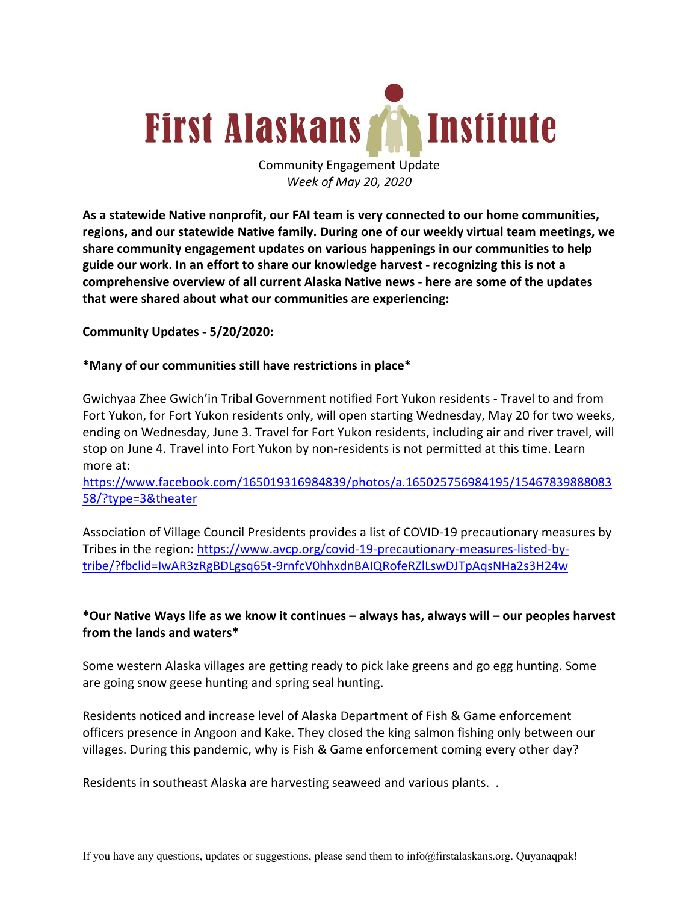# First Alaskans Institute

Community Engagement Update

*Week of May 20, 2020*

**As a statewide Native nonprofit, our FAI team is very connected to our home communities, regions, and our statewide Native family. During one of our weekly virtual team meetings, we share community engagement updates on various happenings in our communities to help guide our work. In an effort to share our knowledge harvest - recognizing this is not a comprehensive overview of all current Alaska Native news - here are some of the updates that were shared about what our communities are experiencing:**

**Community Updates - 5/20/2020:**

***Many of our communities still have restrictions in place***

Gwichyaa Zhee Gwich'in Tribal Government notified Fort Yukon residents - Travel to and from Fort Yukon, for Fort Yukon residents only, will open starting Wednesday, May 20 for two weeks, ending on Wednesday, June 3. Travel for Fort Yukon residents, including air and river travel, will stop on June 4. Travel into Fort Yukon by non-residents is not permitted at this time. Learn more at: https://www.facebook.com/165019316984839/photos/a.165025756984195/1546783988808358/?type=3&theater

Association of Village Council Presidents provides a list of COVID-19 precautionary measures by Tribes in the region: https://www.avcp.org/covid-19-precautionary-measures-listed-by-tribe/?fbclid=IwAR3zRgBDLgsq65t-9rnfcV0hhxdnBAIQRofeRZlLswDJTpAqsNHa2s3H24w

***Our Native Ways life as we know it continues – always has, always will – our peoples harvest from the lands and waters***

Some western Alaska villages are getting ready to pick lake greens and go egg hunting. Some are going snow geese hunting and spring seal hunting.

Residents noticed and increase level of Alaska Department of Fish & Game enforcement officers presence in Angoon and Kake. They closed the king salmon fishing only between our villages. During this pandemic, why is Fish & Game enforcement coming every other day?

Residents in southeast Alaska are harvesting seaweed and various plants. .

If you have any questions, updates or suggestions, please send them to info@firstalaskans.org. Quyanaqpak!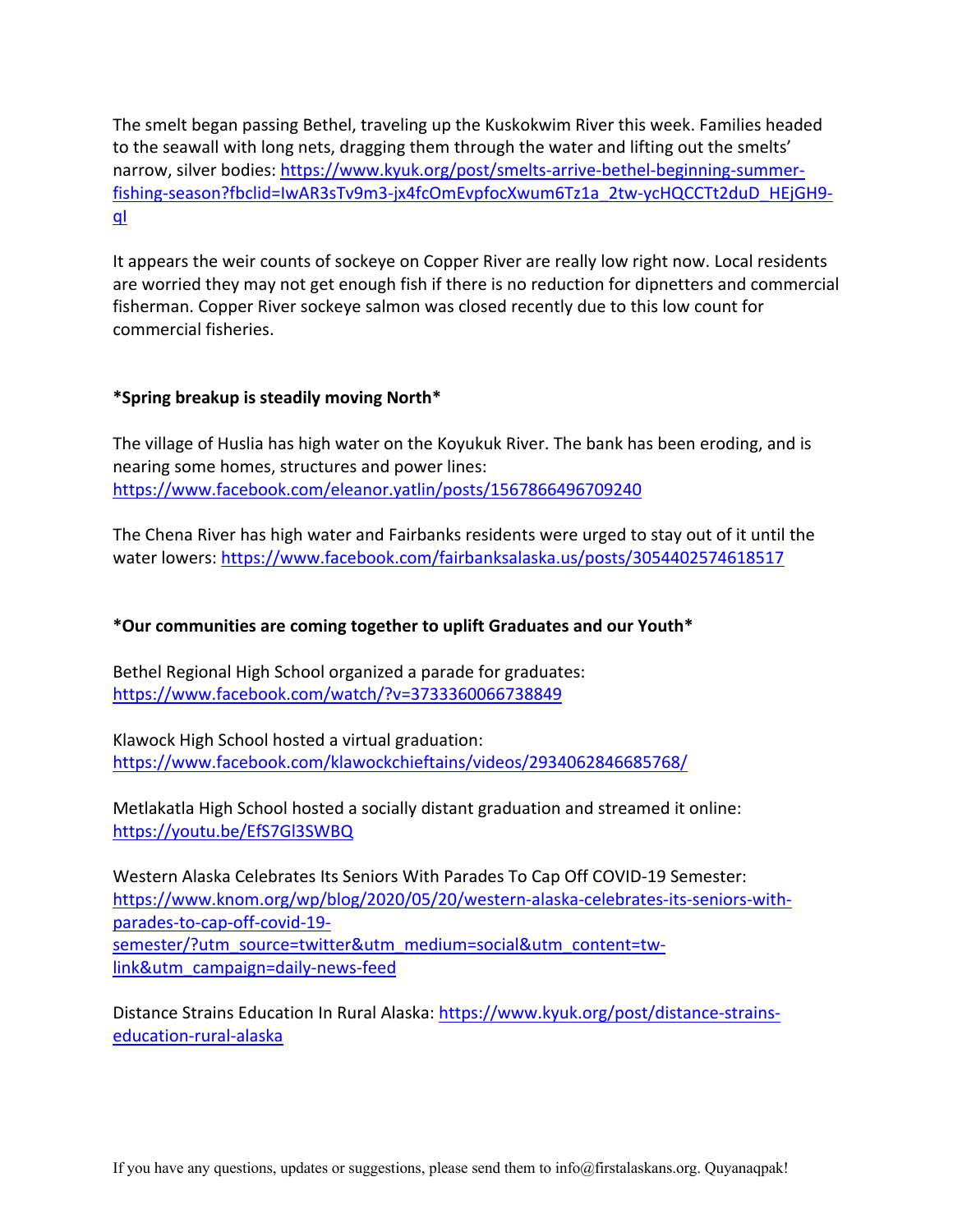The smelt began passing Bethel, traveling up the Kuskokwim River this week. Families headed to the seawall with long nets, dragging them through the water and lifting out the smelts' narrow, silver bodies: https://www.kyuk.org/post/smelts-arrive-bethel-beginning-summer-fishing-season?fbclid=IwAR3sTv9m3-jx4fcOmEvpfocXwum6Tz1a_2tw-ycHQCCTt2duD_HEjGH9-ql

It appears the weir counts of sockeye on Copper River are really low right now. Local residents are worried they may not get enough fish if there is no reduction for dipnetters and commercial fisherman. Copper River sockeye salmon was closed recently due to this low count for commercial fisheries.

**\*Spring breakup is steadily moving North\***

The village of Huslia has high water on the Koyukuk River. The bank has been eroding, and is nearing some homes, structures and power lines: https://www.facebook.com/eleanor.yatlin/posts/1567866496709240

The Chena River has high water and Fairbanks residents were urged to stay out of it until the water lowers: https://www.facebook.com/fairbanksalaska.us/posts/3054402574618517

**\*Our communities are coming together to uplift Graduates and our Youth\***

Bethel Regional High School organized a parade for graduates: https://www.facebook.com/watch/?v=3733360066738849

Klawock High School hosted a virtual graduation: https://www.facebook.com/klawockchieftains/videos/2934062846685768/

Metlakatla High School hosted a socially distant graduation and streamed it online: https://youtu.be/EfS7Gl3SWBQ

Western Alaska Celebrates Its Seniors With Parades To Cap Off COVID-19 Semester: https://www.knom.org/wp/blog/2020/05/20/western-alaska-celebrates-its-seniors-with-parades-to-cap-off-covid-19-semester/?utm_source=twitter&utm_medium=social&utm_content=tw-link&utm_campaign=daily-news-feed

Distance Strains Education In Rural Alaska: https://www.kyuk.org/post/distance-strains-education-rural-alaska

If you have any questions, updates or suggestions, please send them to info@firstalaskans.org. Quyanaqpak!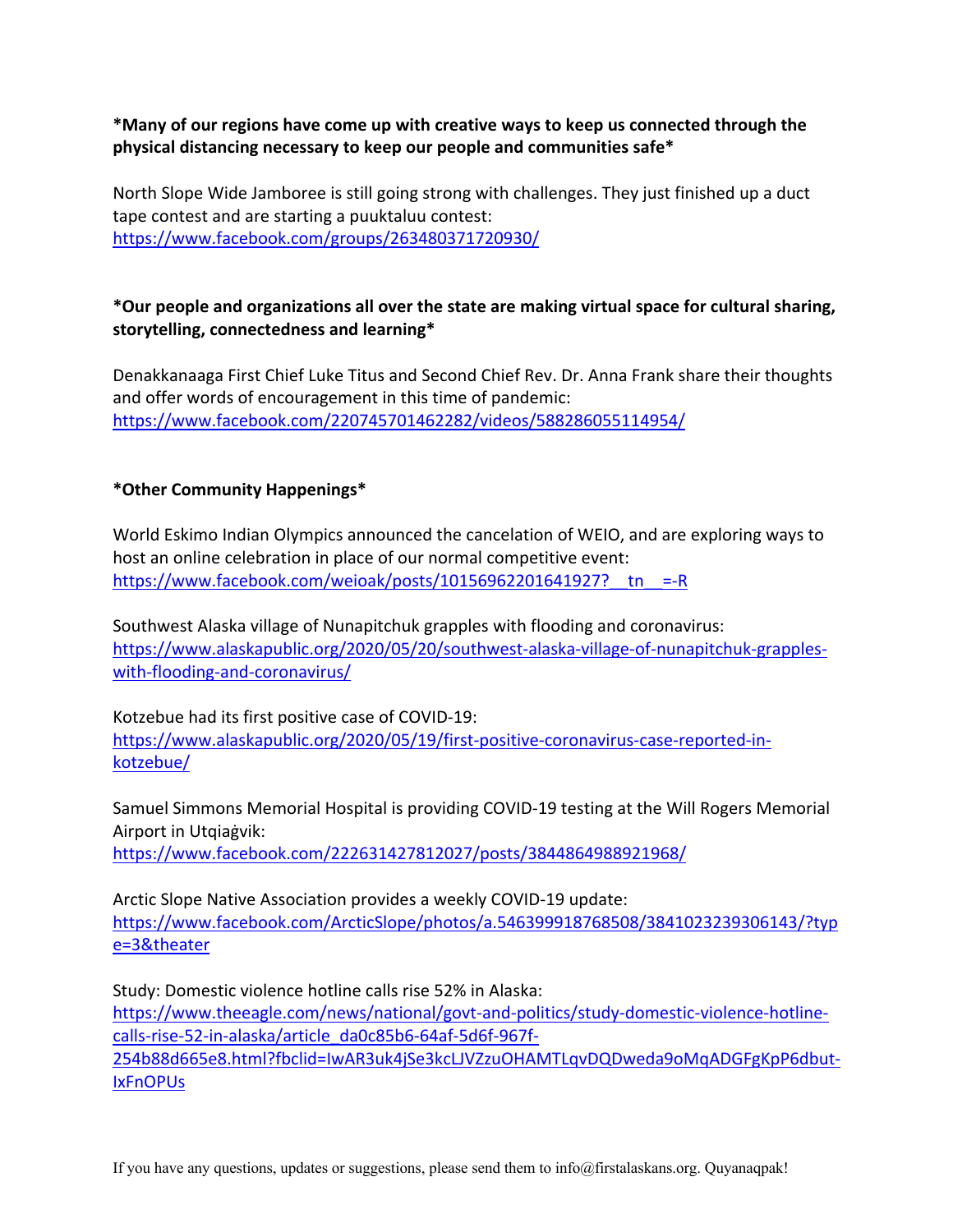**\*Many of our regions have come up with creative ways to keep us connected through the physical distancing necessary to keep our people and communities safe\***

North Slope Wide Jamboree is still going strong with challenges. They just finished up a duct tape contest and are starting a puuktaluu contest: https://www.facebook.com/groups/263480371720930/

**\*Our people and organizations all over the state are making virtual space for cultural sharing, storytelling, connectedness and learning\***

Denakkanaaga First Chief Luke Titus and Second Chief Rev. Dr. Anna Frank share their thoughts and offer words of encouragement in this time of pandemic: https://www.facebook.com/220745701462282/videos/588286055114954/

**\*Other Community Happenings\***

World Eskimo Indian Olympics announced the cancelation of WEIO, and are exploring ways to host an online celebration in place of our normal competitive event: https://www.facebook.com/weioak/posts/10156962201641927?__tn__=-R

Southwest Alaska village of Nunapitchuk grapples with flooding and coronavirus: https://www.alaskapublic.org/2020/05/20/southwest-alaska-village-of-nunapitchuk-grapples-with-flooding-and-coronavirus/

Kotzebue had its first positive case of COVID-19: https://www.alaskapublic.org/2020/05/19/first-positive-coronavirus-case-reported-in-kotzebue/

Samuel Simmons Memorial Hospital is providing COVID-19 testing at the Will Rogers Memorial Airport in Utqiaġvik: https://www.facebook.com/222631427812027/posts/3844864988921968/

Arctic Slope Native Association provides a weekly COVID-19 update: https://www.facebook.com/ArcticSlope/photos/a.546399918768508/3841023239306143/?type=3&theater

Study: Domestic violence hotline calls rise 52% in Alaska: https://www.theeagle.com/news/national/govt-and-politics/study-domestic-violence-hotline-calls-rise-52-in-alaska/article_da0c85b6-64af-5d6f-967f-254b88d665e8.html?fbclid=IwAR3uk4jSe3kcLJVZzuOHAMTLqvDQDweda9oMqADGFgKpP6dbut-IxFnOPUs

If you have any questions, updates or suggestions, please send them to info@firstalaskans.org. Quyanaqpak!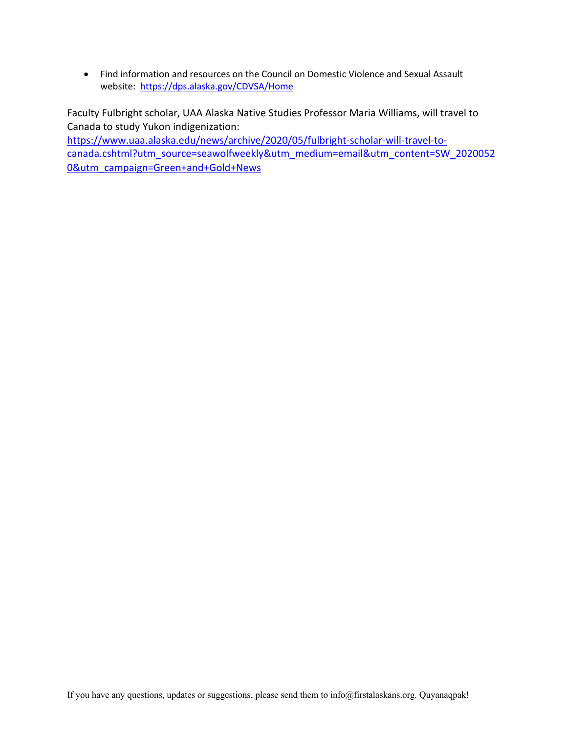- Find information and resources on the Council on Domestic Violence and Sexual Assault website: https://dps.alaska.gov/CDVSA/Home

Faculty Fulbright scholar, UAA Alaska Native Studies Professor Maria Williams, will travel to Canada to study Yukon indigenization: https://www.uaa.alaska.edu/news/archive/2020/05/fulbright-scholar-will-travel-to-canada.cshtml?utm_source=seawolfweekly&utm_medium=email&utm_content=SW_20200520&utm_campaign=Green+and+Gold+News

If you have any questions, updates or suggestions, please send them to info@firstalaskans.org. Quyanaqpak!